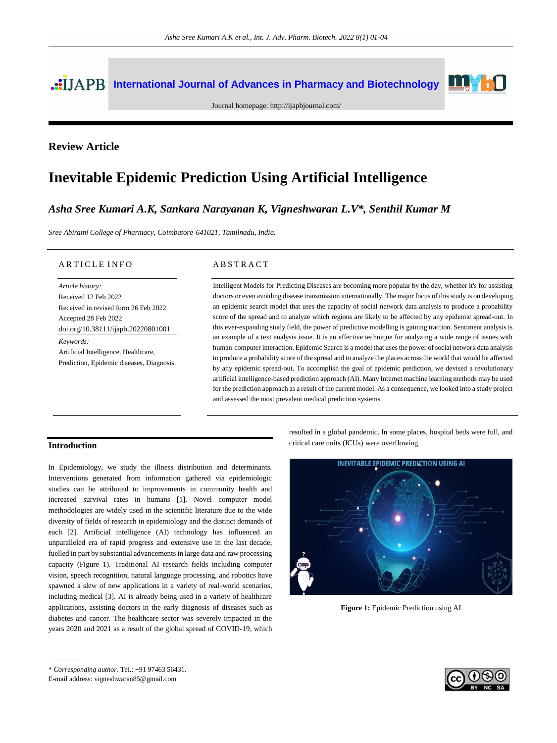**Review Article**

# Inevitable Epidemic Prediction Using Artificial Intelligence

***Asha Sree Kumari A.K, Sankara Narayanan K, Vigneshwaran L.V*, Senthil Kumar M***

*Sree Abirami College of Pharmacy, Coimbatore-641021, Tamilnadu, India.*

## ARTICLE INFO

*Article history:*
Received 12 Feb 2022
Received in revised form 26 Feb 2022
Accepted 28 Feb 2022
doi.org/10.38111/ijapb.20220801001

*Keywords:*
Artificial Intelligence, Healthcare, Prediction, Epidemic diseases, Diagnosis.

## ABSTRACT

Intelligent Models for Predicting Diseases are becoming more popular by the day, whether it's for assisting doctors or even avoiding disease transmission internationally. The major focus of this study is on developing an epidemic search model that uses the capacity of social network data analysis to produce a probability score of the spread and to analyze which regions are likely to be affected by any epidemic spread-out. In this ever-expanding study field, the power of predictive modelling is gaining traction. Sentiment analysis is an example of a text analysis issue. It is an effective technique for analyzing a wide range of issues with human-computer interaction. Epidemic Search is a model that uses the power of social network data analysis to produce a probability score of the spread and to analyze the places across the world that would be affected by any epidemic spread-out. To accomplish the goal of epidemic prediction, we devised a revolutionary artificial intelligence-based prediction approach (AI). Many Internet machine learning methods may be used for the prediction approach as a result of the current model. As a consequence, we looked into a study project and assessed the most prevalent medical prediction systems.

## Introduction

In Epidemiology, we study the illness distribution and determinants. Interventions generated from information gathered via epidemiologic studies can be attributed to improvements in community health and increased survival rates in humans [1]. Novel computer model methodologies are widely used in the scientific literature due to the wide diversity of fields of research in epidemiology and the distinct demands of each [2]. Artificial intelligence (AI) technology has influenced an unparalleled era of rapid progress and extensive use in the last decade, fuelled in part by substantial advancements in large data and raw processing capacity (Figure 1). Traditional AI research fields including computer vision, speech recognition, natural language processing, and robotics have spawned a slew of new applications in a variety of real-world scenarios, including medical [3]. AI is already being used in a variety of healthcare applications, assisting doctors in the early diagnosis of diseases such as diabetes and cancer. The healthcare sector was severely impacted in the years 2020 and 2021 as a result of the global spread of COVID-19, which resulted in a global pandemic. In some places, hospital beds were full, and critical care units (ICUs) were overflowing.

**Figure 1:** Epidemic Prediction using AI

\* *Corresponding author.* Tel.: +91 97463 56431.
E-mail address: vigneshwaran85@gmail.com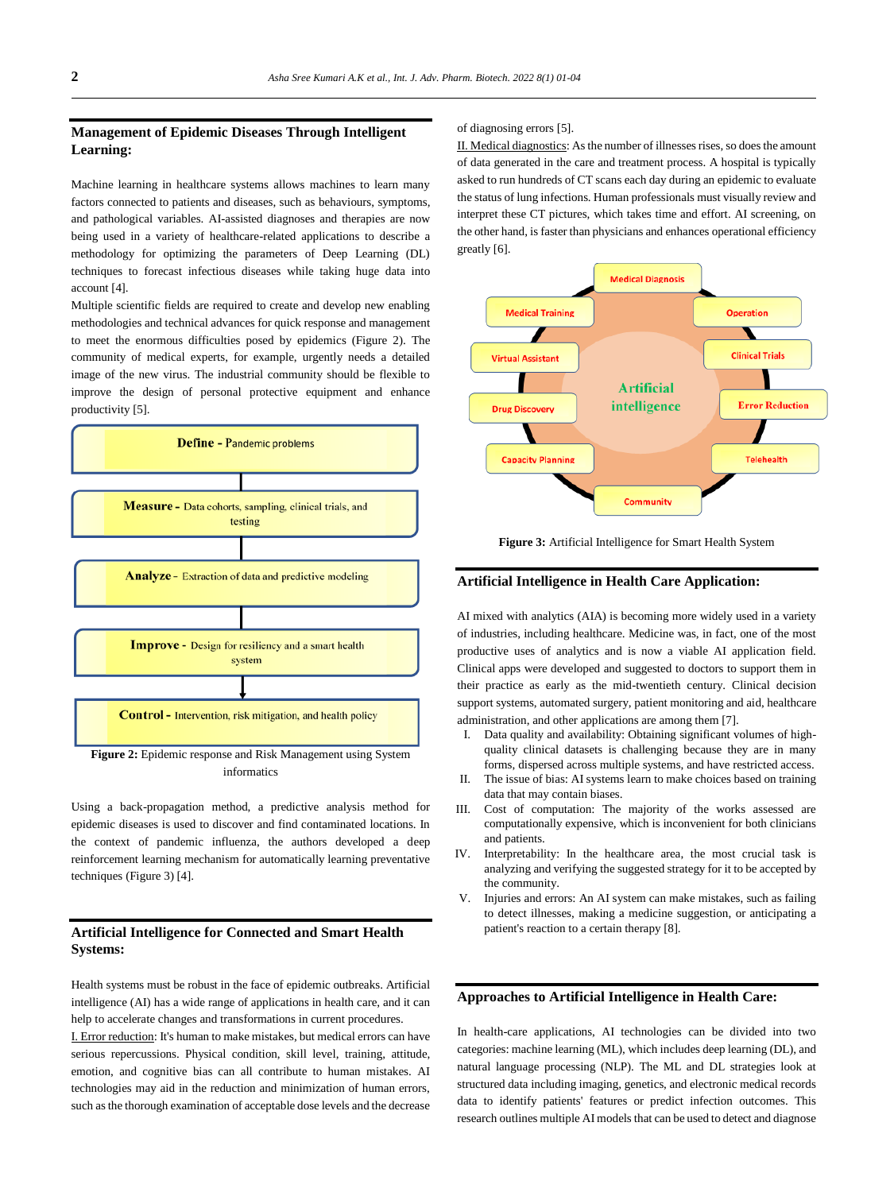## Management of Epidemic Diseases Through Intelligent Learning:

Machine learning in healthcare systems allows machines to learn many factors connected to patients and diseases, such as behaviours, symptoms, and pathological variables. AI-assisted diagnoses and therapies are now being used in a variety of healthcare-related applications to describe a methodology for optimizing the parameters of Deep Learning (DL) techniques to forecast infectious diseases while taking huge data into account [4].

Multiple scientific fields are required to create and develop new enabling methodologies and technical advances for quick response and management to meet the enormous difficulties posed by epidemics (Figure 2). The community of medical experts, for example, urgently needs a detailed image of the new virus. The industrial community should be flexible to improve the design of personal protective equipment and enhance productivity [5].

**Define -** Pandemic problems

**Measure -** Data cohorts, sampling, clinical trials, and testing

**Analyze -** Extraction of data and predictive modeling

**Improve -** Design for resiliency and a smart health system

**Control -** Intervention, risk mitigation, and health policy

**Figure 2:** Epidemic response and Risk Management using System informatics

Using a back-propagation method, a predictive analysis method for epidemic diseases is used to discover and find contaminated locations. In the context of pandemic influenza, the authors developed a deep reinforcement learning mechanism for automatically learning preventative techniques (Figure 3) [4].

## Artificial Intelligence for Connected and Smart Health Systems:

Health systems must be robust in the face of epidemic outbreaks. Artificial intelligence (AI) has a wide range of applications in health care, and it can help to accelerate changes and transformations in current procedures.

I. Error reduction: It's human to make mistakes, but medical errors can have serious repercussions. Physical condition, skill level, training, attitude, emotion, and cognitive bias can all contribute to human mistakes. AI technologies may aid in the reduction and minimization of human errors, such as the thorough examination of acceptable dose levels and the decrease of diagnosing errors [5].

II. Medical diagnostics: As the number of illnesses rises, so does the amount of data generated in the care and treatment process. A hospital is typically asked to run hundreds of CT scans each day during an epidemic to evaluate the status of lung infections. Human professionals must visually review and interpret these CT pictures, which takes time and effort. AI screening, on the other hand, is faster than physicians and enhances operational efficiency greatly [6].

Artificial intelligence: Medical Diagnosis, Operation, Clinical Trials, Error Reduction, Telehealth, Community, Capacity Planning, Drug Discovery, Virtual Assistant, Medical Training

**Figure 3:** Artificial Intelligence for Smart Health System

## Artificial Intelligence in Health Care Application:

AI mixed with analytics (AIA) is becoming more widely used in a variety of industries, including healthcare. Medicine was, in fact, one of the most productive uses of analytics and is now a viable AI application field. Clinical apps were developed and suggested to doctors to support them in their practice as early as the mid-twentieth century. Clinical decision support systems, automated surgery, patient monitoring and aid, healthcare administration, and other applications are among them [7].

I. Data quality and availability: Obtaining significant volumes of high-quality clinical datasets is challenging because they are in many forms, dispersed across multiple systems, and have restricted access.
II. The issue of bias: AI systems learn to make choices based on training data that may contain biases.
III. Cost of computation: The majority of the works assessed are computationally expensive, which is inconvenient for both clinicians and patients.
IV. Interpretability: In the healthcare area, the most crucial task is analyzing and verifying the suggested strategy for it to be accepted by the community.
V. Injuries and errors: An AI system can make mistakes, such as failing to detect illnesses, making a medicine suggestion, or anticipating a patient's reaction to a certain therapy [8].

## Approaches to Artificial Intelligence in Health Care:

In health-care applications, AI technologies can be divided into two categories: machine learning (ML), which includes deep learning (DL), and natural language processing (NLP). The ML and DL strategies look at structured data including imaging, genetics, and electronic medical records data to identify patients' features or predict infection outcomes. This research outlines multiple AI models that can be used to detect and diagnose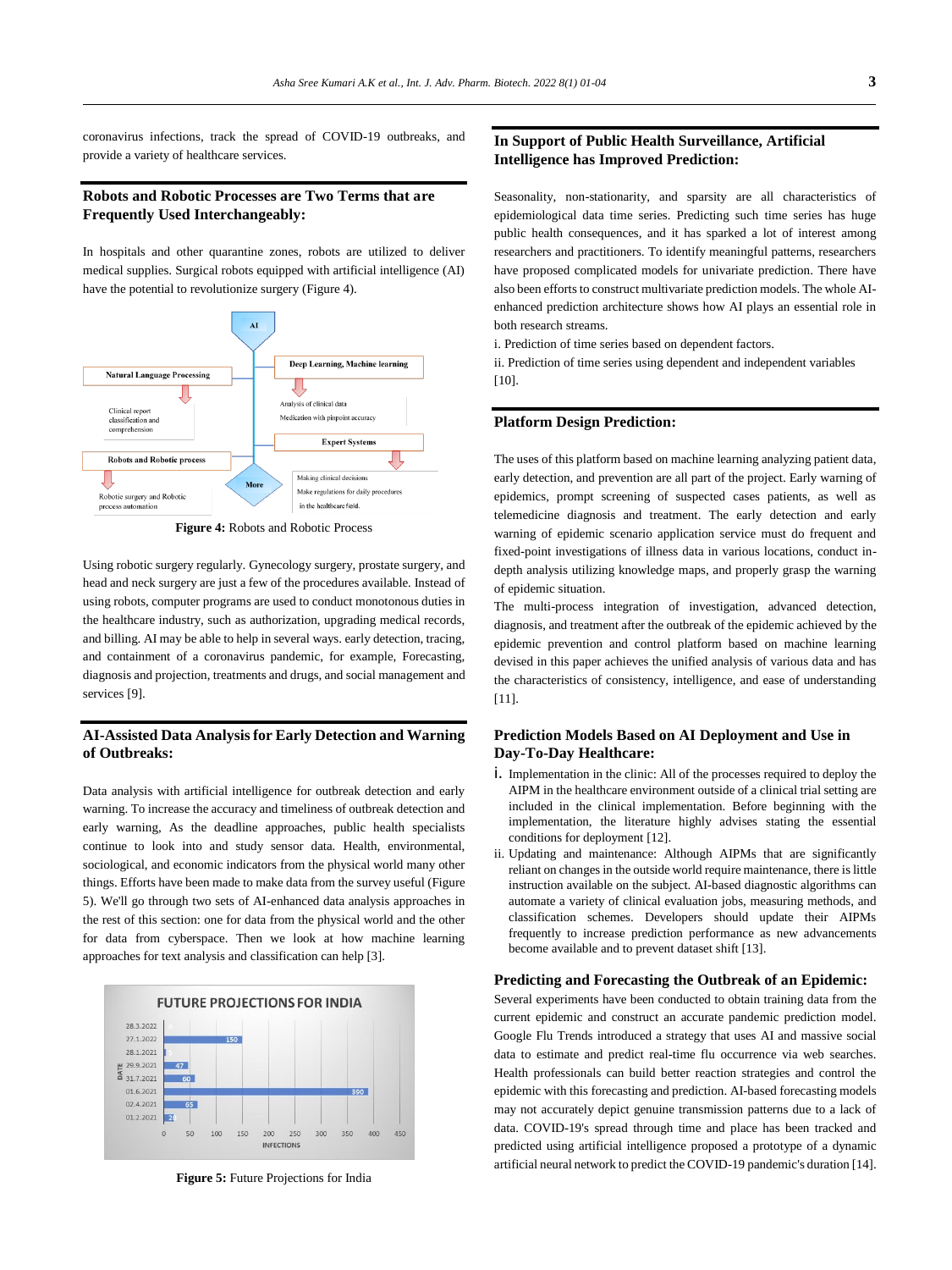coronavirus infections, track the spread of COVID-19 outbreaks, and provide a variety of healthcare services.

## Robots and Robotic Processes are Two Terms that are Frequently Used Interchangeably:

In hospitals and other quarantine zones, robots are utilized to deliver medical supplies. Surgical robots equipped with artificial intelligence (AI) have the potential to revolutionize surgery (Figure 4).

**Figure 4:** Robots and Robotic Process

Using robotic surgery regularly. Gynecology surgery, prostate surgery, and head and neck surgery are just a few of the procedures available. Instead of using robots, computer programs are used to conduct monotonous duties in the healthcare industry, such as authorization, upgrading medical records, and billing. AI may be able to help in several ways. early detection, tracing, and containment of a coronavirus pandemic, for example, Forecasting, diagnosis and projection, treatments and drugs, and social management and services [9].

## AI-Assisted Data Analysis for Early Detection and Warning of Outbreaks:

Data analysis with artificial intelligence for outbreak detection and early warning. To increase the accuracy and timeliness of outbreak detection and early warning, As the deadline approaches, public health specialists continue to look into and study sensor data. Health, environmental, sociological, and economic indicators from the physical world many other things. Efforts have been made to make data from the survey useful (Figure 5). We'll go through two sets of AI-enhanced data analysis approaches in the rest of this section: one for data from the physical world and the other for data from cyberspace. Then we look at how machine learning approaches for text analysis and classification can help [3].

**Figure 5:** Future Projections for India

## In Support of Public Health Surveillance, Artificial Intelligence has Improved Prediction:

Seasonality, non-stationarity, and sparsity are all characteristics of epidemiological data time series. Predicting such time series has huge public health consequences, and it has sparked a lot of interest among researchers and practitioners. To identify meaningful patterns, researchers have proposed complicated models for univariate prediction. There have also been efforts to construct multivariate prediction models. The whole AI-enhanced prediction architecture shows how AI plays an essential role in both research streams.

i. Prediction of time series based on dependent factors.

ii. Prediction of time series using dependent and independent variables [10].

## Platform Design Prediction:

The uses of this platform based on machine learning analyzing patient data, early detection, and prevention are all part of the project. Early warning of epidemics, prompt screening of suspected cases patients, as well as telemedicine diagnosis and treatment. The early detection and early warning of epidemic scenario application service must do frequent and fixed-point investigations of illness data in various locations, conduct in-depth analysis utilizing knowledge maps, and properly grasp the warning of epidemic situation.

The multi-process integration of investigation, advanced detection, diagnosis, and treatment after the outbreak of the epidemic achieved by the epidemic prevention and control platform based on machine learning devised in this paper achieves the unified analysis of various data and has the characteristics of consistency, intelligence, and ease of understanding [11].

## Prediction Models Based on AI Deployment and Use in Day-To-Day Healthcare:

i. Implementation in the clinic: All of the processes required to deploy the AIPM in the healthcare environment outside of a clinical trial setting are included in the clinical implementation. Before beginning with the implementation, the literature highly advises stating the essential conditions for deployment [12].

ii. Updating and maintenance: Although AIPMs that are significantly reliant on changes in the outside world require maintenance, there is little instruction available on the subject. AI-based diagnostic algorithms can automate a variety of clinical evaluation jobs, measuring methods, and classification schemes. Developers should update their AIPMs frequently to increase prediction performance as new advancements become available and to prevent dataset shift [13].

## Predicting and Forecasting the Outbreak of an Epidemic:

Several experiments have been conducted to obtain training data from the current epidemic and construct an accurate pandemic prediction model. Google Flu Trends introduced a strategy that uses AI and massive social data to estimate and predict real-time flu occurrence via web searches. Health professionals can build better reaction strategies and control the epidemic with this forecasting and prediction. AI-based forecasting models may not accurately depict genuine transmission patterns due to a lack of data. COVID-19's spread through time and place has been tracked and predicted using artificial intelligence proposed a prototype of a dynamic artificial neural network to predict the COVID-19 pandemic's duration [14].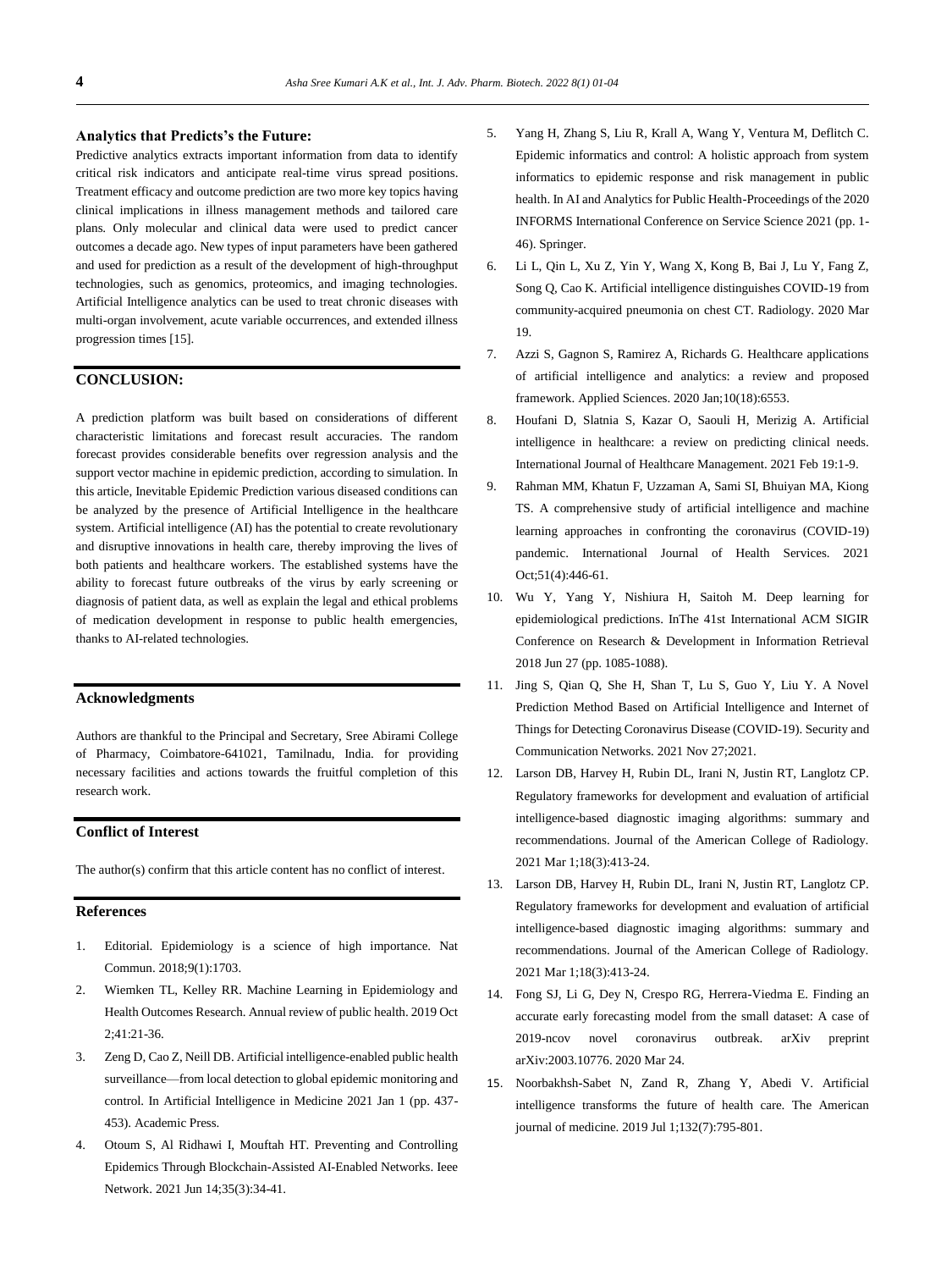### Analytics that Predicts's the Future:

Predictive analytics extracts important information from data to identify critical risk indicators and anticipate real-time virus spread positions. Treatment efficacy and outcome prediction are two more key topics having clinical implications in illness management methods and tailored care plans. Only molecular and clinical data were used to predict cancer outcomes a decade ago. New types of input parameters have been gathered and used for prediction as a result of the development of high-throughput technologies, such as genomics, proteomics, and imaging technologies. Artificial Intelligence analytics can be used to treat chronic diseases with multi-organ involvement, acute variable occurrences, and extended illness progression times [15].

## CONCLUSION:

A prediction platform was built based on considerations of different characteristic limitations and forecast result accuracies. The random forecast provides considerable benefits over regression analysis and the support vector machine in epidemic prediction, according to simulation. In this article, Inevitable Epidemic Prediction various diseased conditions can be analyzed by the presence of Artificial Intelligence in the healthcare system. Artificial intelligence (AI) has the potential to create revolutionary and disruptive innovations in health care, thereby improving the lives of both patients and healthcare workers. The established systems have the ability to forecast future outbreaks of the virus by early screening or diagnosis of patient data, as well as explain the legal and ethical problems of medication development in response to public health emergencies, thanks to AI-related technologies.

## Acknowledgments

Authors are thankful to the Principal and Secretary, Sree Abirami College of Pharmacy, Coimbatore-641021, Tamilnadu, India. for providing necessary facilities and actions towards the fruitful completion of this research work.

## Conflict of Interest

The author(s) confirm that this article content has no conflict of interest.

## References

1. Editorial. Epidemiology is a science of high importance. Nat Commun. 2018;9(1):1703.
2. Wiemken TL, Kelley RR. Machine Learning in Epidemiology and Health Outcomes Research. Annual review of public health. 2019 Oct 2;41:21-36.
3. Zeng D, Cao Z, Neill DB. Artificial intelligence-enabled public health surveillance—from local detection to global epidemic monitoring and control. In Artificial Intelligence in Medicine 2021 Jan 1 (pp. 437-453). Academic Press.
4. Otoum S, Al Ridhawi I, Mouftah HT. Preventing and Controlling Epidemics Through Blockchain-Assisted AI-Enabled Networks. Ieee Network. 2021 Jun 14;35(3):34-41.
5. Yang H, Zhang S, Liu R, Krall A, Wang Y, Ventura M, Deflitch C. Epidemic informatics and control: A holistic approach from system informatics to epidemic response and risk management in public health. In AI and Analytics for Public Health-Proceedings of the 2020 INFORMS International Conference on Service Science 2021 (pp. 1-46). Springer.
6. Li L, Qin L, Xu Z, Yin Y, Wang X, Kong B, Bai J, Lu Y, Fang Z, Song Q, Cao K. Artificial intelligence distinguishes COVID-19 from community-acquired pneumonia on chest CT. Radiology. 2020 Mar 19.
7. Azzi S, Gagnon S, Ramirez A, Richards G. Healthcare applications of artificial intelligence and analytics: a review and proposed framework. Applied Sciences. 2020 Jan;10(18):6553.
8. Houfani D, Slatnia S, Kazar O, Saouli H, Merizig A. Artificial intelligence in healthcare: a review on predicting clinical needs. International Journal of Healthcare Management. 2021 Feb 19:1-9.
9. Rahman MM, Khatun F, Uzzaman A, Sami SI, Bhuiyan MA, Kiong TS. A comprehensive study of artificial intelligence and machine learning approaches in confronting the coronavirus (COVID-19) pandemic. International Journal of Health Services. 2021 Oct;51(4):446-61.
10. Wu Y, Yang Y, Nishiura H, Saitoh M. Deep learning for epidemiological predictions. InThe 41st International ACM SIGIR Conference on Research & Development in Information Retrieval 2018 Jun 27 (pp. 1085-1088).
11. Jing S, Qian Q, She H, Shan T, Lu S, Guo Y, Liu Y. A Novel Prediction Method Based on Artificial Intelligence and Internet of Things for Detecting Coronavirus Disease (COVID-19). Security and Communication Networks. 2021 Nov 27;2021.
12. Larson DB, Harvey H, Rubin DL, Irani N, Justin RT, Langlotz CP. Regulatory frameworks for development and evaluation of artificial intelligence-based diagnostic imaging algorithms: summary and recommendations. Journal of the American College of Radiology. 2021 Mar 1;18(3):413-24.
13. Larson DB, Harvey H, Rubin DL, Irani N, Justin RT, Langlotz CP. Regulatory frameworks for development and evaluation of artificial intelligence-based diagnostic imaging algorithms: summary and recommendations. Journal of the American College of Radiology. 2021 Mar 1;18(3):413-24.
14. Fong SJ, Li G, Dey N, Crespo RG, Herrera-Viedma E. Finding an accurate early forecasting model from the small dataset: A case of 2019-ncov novel coronavirus outbreak. arXiv preprint arXiv:2003.10776. 2020 Mar 24.
15. Noorbakhsh-Sabet N, Zand R, Zhang Y, Abedi V. Artificial intelligence transforms the future of health care. The American journal of medicine. 2019 Jul 1;132(7):795-801.